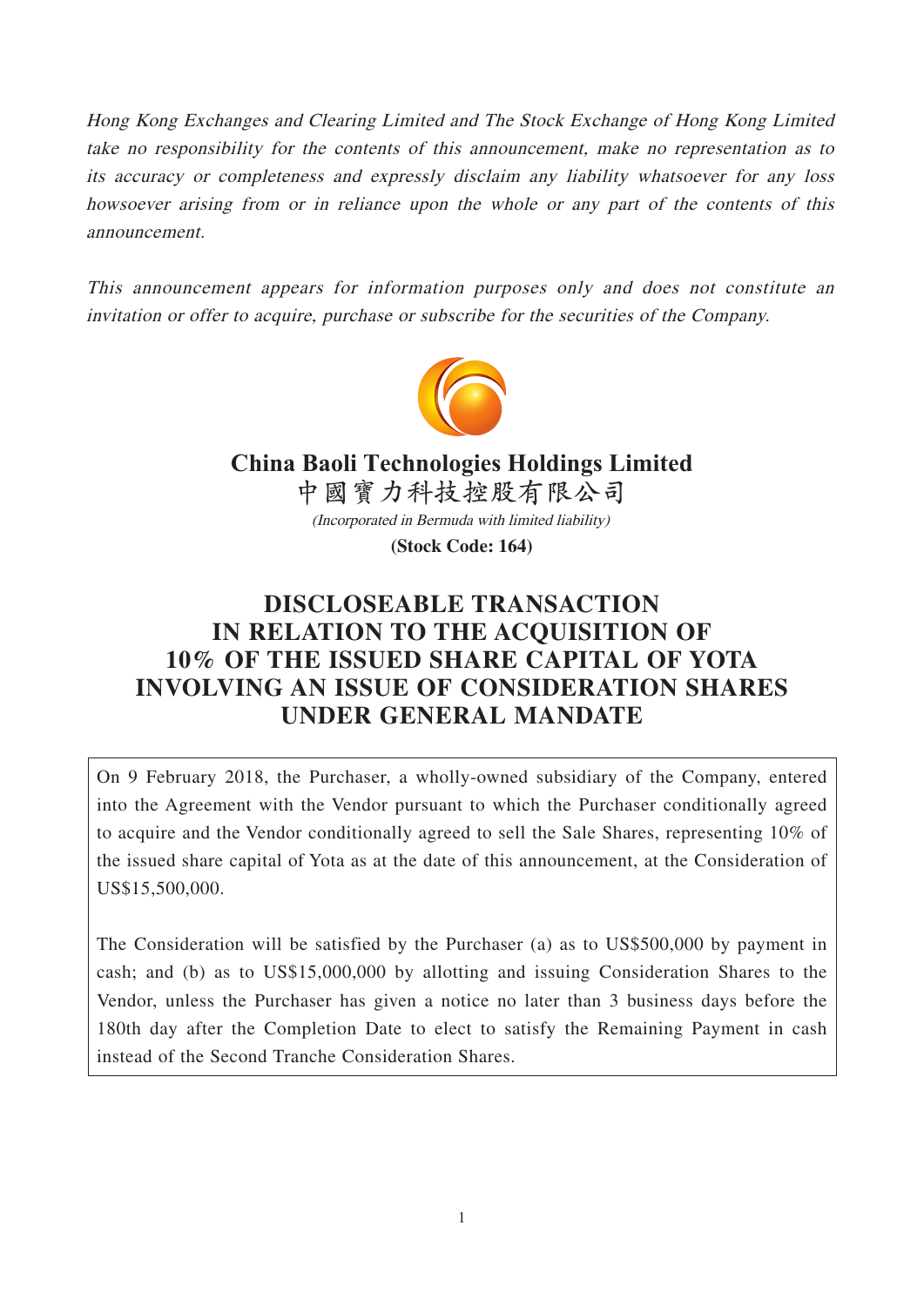*Hong Kong Exchanges and Clearing Limited and The Stock Exchange of Hong Kong Limited take no responsibility for the contents of this announcement, make no representation as to its accuracy or completeness and expressly disclaim any liability whatsoever for any loss howsoever arising from or in reliance upon the whole or any part of the contents of this announcement.*

*This announcement appears for information purposes only and does not constitute an invitation or offer to acquire, purchase or subscribe for the securities of the Company.*

**China Baoli Technologies Holdings Limited**
**中國寶力科技控股有限公司**

*(Incorporated in Bermuda with limited liability)*

**(Stock Code: 164)**

# DISCLOSEABLE TRANSACTION IN RELATION TO THE ACQUISITION OF 10% OF THE ISSUED SHARE CAPITAL OF YOTA INVOLVING AN ISSUE OF CONSIDERATION SHARES UNDER GENERAL MANDATE

On 9 February 2018, the Purchaser, a wholly-owned subsidiary of the Company, entered into the Agreement with the Vendor pursuant to which the Purchaser conditionally agreed to acquire and the Vendor conditionally agreed to sell the Sale Shares, representing 10% of the issued share capital of Yota as at the date of this announcement, at the Consideration of US$15,500,000.

The Consideration will be satisfied by the Purchaser (a) as to US$500,000 by payment in cash; and (b) as to US$15,000,000 by allotting and issuing Consideration Shares to the Vendor, unless the Purchaser has given a notice no later than 3 business days before the 180th day after the Completion Date to elect to satisfy the Remaining Payment in cash instead of the Second Tranche Consideration Shares.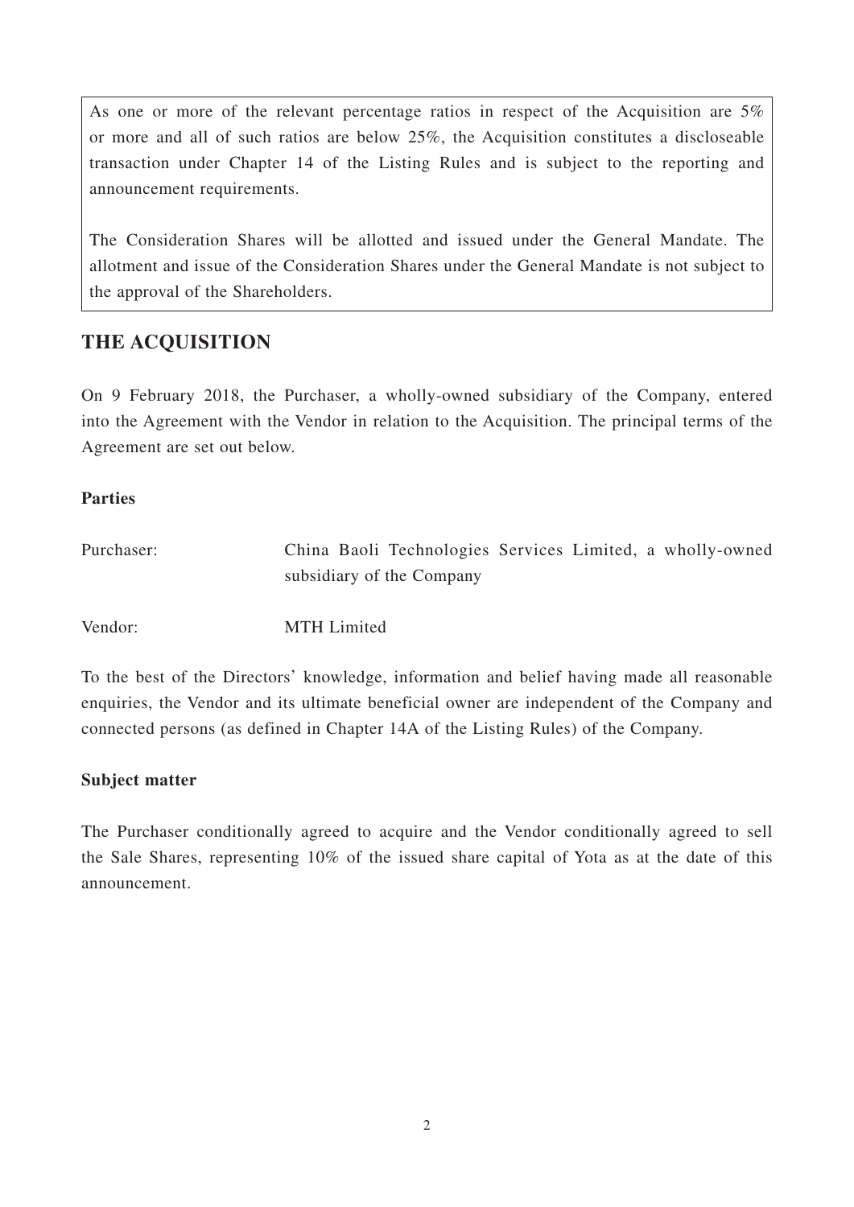As one or more of the relevant percentage ratios in respect of the Acquisition are 5% or more and all of such ratios are below 25%, the Acquisition constitutes a discloseable transaction under Chapter 14 of the Listing Rules and is subject to the reporting and announcement requirements.

The Consideration Shares will be allotted and issued under the General Mandate. The allotment and issue of the Consideration Shares under the General Mandate is not subject to the approval of the Shareholders.

## THE ACQUISITION

On 9 February 2018, the Purchaser, a wholly-owned subsidiary of the Company, entered into the Agreement with the Vendor in relation to the Acquisition. The principal terms of the Agreement are set out below.

### Parties

Purchaser: China Baoli Technologies Services Limited, a wholly-owned subsidiary of the Company

Vendor: MTH Limited

To the best of the Directors' knowledge, information and belief having made all reasonable enquiries, the Vendor and its ultimate beneficial owner are independent of the Company and connected persons (as defined in Chapter 14A of the Listing Rules) of the Company.

### Subject matter

The Purchaser conditionally agreed to acquire and the Vendor conditionally agreed to sell the Sale Shares, representing 10% of the issued share capital of Yota as at the date of this announcement.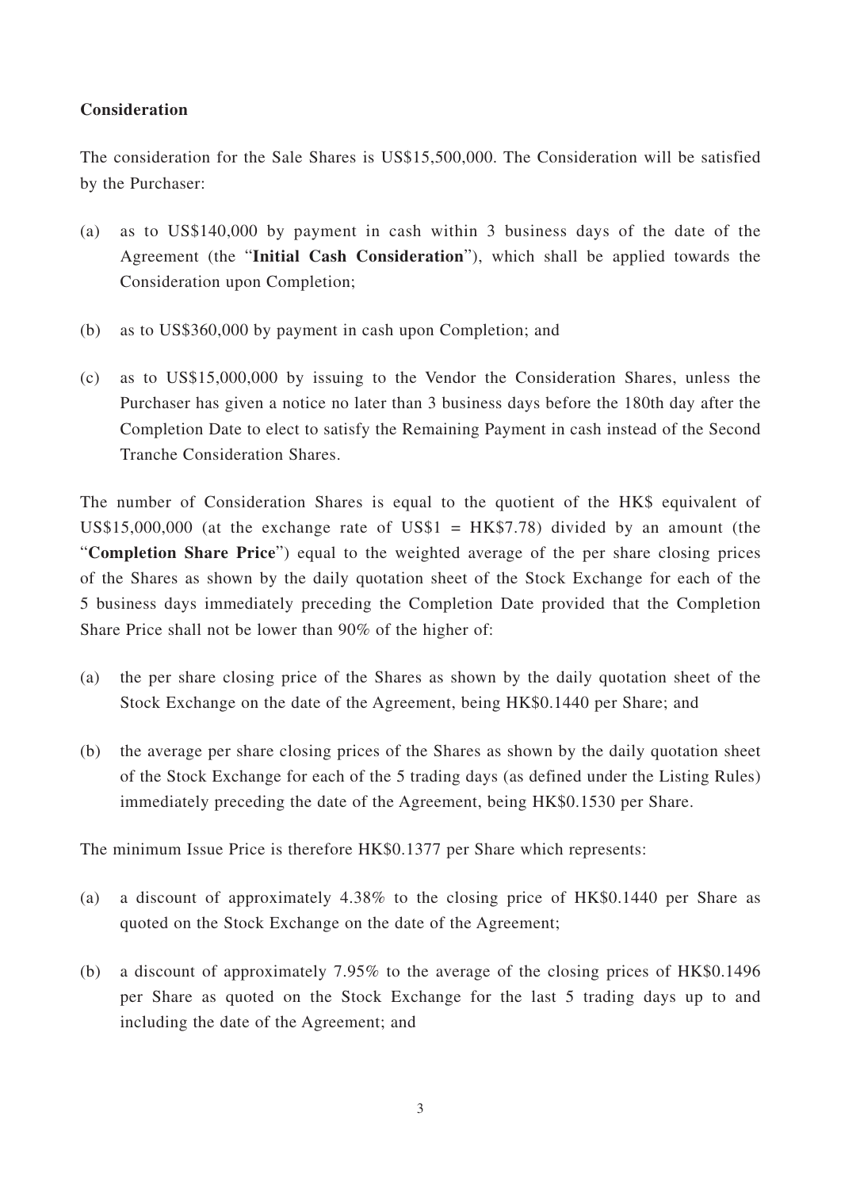**Consideration**

The consideration for the Sale Shares is US$15,500,000. The Consideration will be satisfied by the Purchaser:

(a) as to US$140,000 by payment in cash within 3 business days of the date of the Agreement (the "**Initial Cash Consideration**"), which shall be applied towards the Consideration upon Completion;

(b) as to US$360,000 by payment in cash upon Completion; and

(c) as to US$15,000,000 by issuing to the Vendor the Consideration Shares, unless the Purchaser has given a notice no later than 3 business days before the 180th day after the Completion Date to elect to satisfy the Remaining Payment in cash instead of the Second Tranche Consideration Shares.

The number of Consideration Shares is equal to the quotient of the HK$ equivalent of US$15,000,000 (at the exchange rate of US$1 = HK$7.78) divided by an amount (the "**Completion Share Price**") equal to the weighted average of the per share closing prices of the Shares as shown by the daily quotation sheet of the Stock Exchange for each of the 5 business days immediately preceding the Completion Date provided that the Completion Share Price shall not be lower than 90% of the higher of:

(a) the per share closing price of the Shares as shown by the daily quotation sheet of the Stock Exchange on the date of the Agreement, being HK$0.1440 per Share; and

(b) the average per share closing prices of the Shares as shown by the daily quotation sheet of the Stock Exchange for each of the 5 trading days (as defined under the Listing Rules) immediately preceding the date of the Agreement, being HK$0.1530 per Share.

The minimum Issue Price is therefore HK$0.1377 per Share which represents:

(a) a discount of approximately 4.38% to the closing price of HK$0.1440 per Share as quoted on the Stock Exchange on the date of the Agreement;

(b) a discount of approximately 7.95% to the average of the closing prices of HK$0.1496 per Share as quoted on the Stock Exchange for the last 5 trading days up to and including the date of the Agreement; and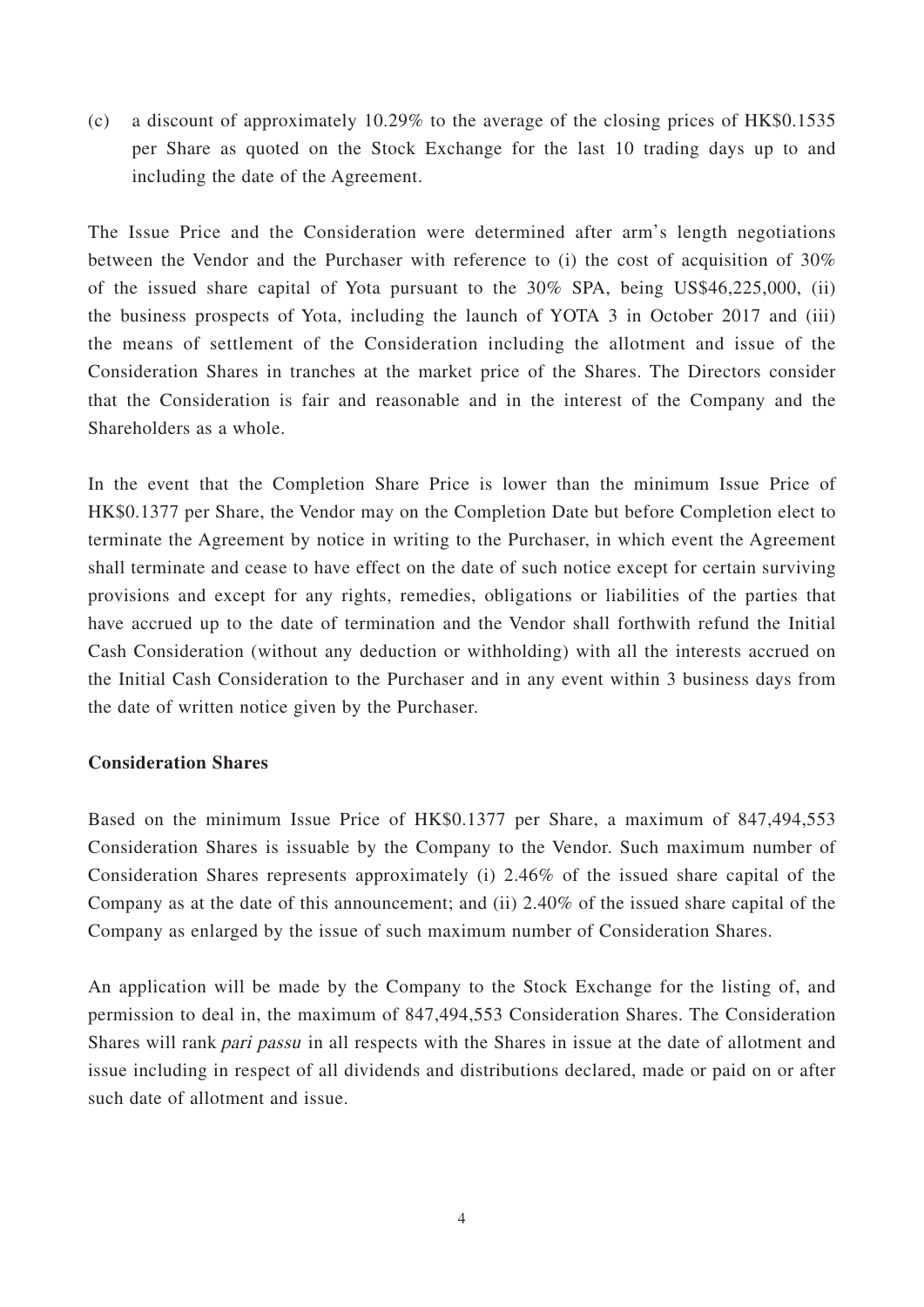(c) a discount of approximately 10.29% to the average of the closing prices of HK$0.1535 per Share as quoted on the Stock Exchange for the last 10 trading days up to and including the date of the Agreement.

The Issue Price and the Consideration were determined after arm's length negotiations between the Vendor and the Purchaser with reference to (i) the cost of acquisition of 30% of the issued share capital of Yota pursuant to the 30% SPA, being US$46,225,000, (ii) the business prospects of Yota, including the launch of YOTA 3 in October 2017 and (iii) the means of settlement of the Consideration including the allotment and issue of the Consideration Shares in tranches at the market price of the Shares. The Directors consider that the Consideration is fair and reasonable and in the interest of the Company and the Shareholders as a whole.

In the event that the Completion Share Price is lower than the minimum Issue Price of HK$0.1377 per Share, the Vendor may on the Completion Date but before Completion elect to terminate the Agreement by notice in writing to the Purchaser, in which event the Agreement shall terminate and cease to have effect on the date of such notice except for certain surviving provisions and except for any rights, remedies, obligations or liabilities of the parties that have accrued up to the date of termination and the Vendor shall forthwith refund the Initial Cash Consideration (without any deduction or withholding) with all the interests accrued on the Initial Cash Consideration to the Purchaser and in any event within 3 business days from the date of written notice given by the Purchaser.

**Consideration Shares**

Based on the minimum Issue Price of HK$0.1377 per Share, a maximum of 847,494,553 Consideration Shares is issuable by the Company to the Vendor. Such maximum number of Consideration Shares represents approximately (i) 2.46% of the issued share capital of the Company as at the date of this announcement; and (ii) 2.40% of the issued share capital of the Company as enlarged by the issue of such maximum number of Consideration Shares.

An application will be made by the Company to the Stock Exchange for the listing of, and permission to deal in, the maximum of 847,494,553 Consideration Shares. The Consideration Shares will rank *pari passu* in all respects with the Shares in issue at the date of allotment and issue including in respect of all dividends and distributions declared, made or paid on or after such date of allotment and issue.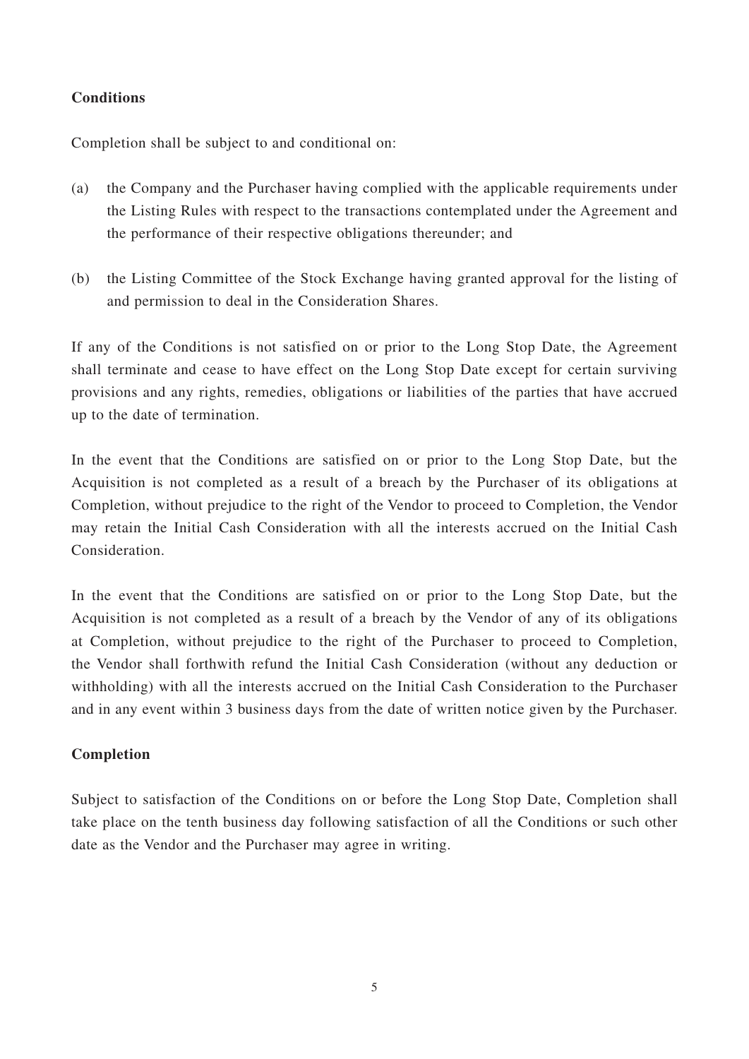**Conditions**

Completion shall be subject to and conditional on:

(a) the Company and the Purchaser having complied with the applicable requirements under the Listing Rules with respect to the transactions contemplated under the Agreement and the performance of their respective obligations thereunder; and

(b) the Listing Committee of the Stock Exchange having granted approval for the listing of and permission to deal in the Consideration Shares.

If any of the Conditions is not satisfied on or prior to the Long Stop Date, the Agreement shall terminate and cease to have effect on the Long Stop Date except for certain surviving provisions and any rights, remedies, obligations or liabilities of the parties that have accrued up to the date of termination.

In the event that the Conditions are satisfied on or prior to the Long Stop Date, but the Acquisition is not completed as a result of a breach by the Purchaser of its obligations at Completion, without prejudice to the right of the Vendor to proceed to Completion, the Vendor may retain the Initial Cash Consideration with all the interests accrued on the Initial Cash Consideration.

In the event that the Conditions are satisfied on or prior to the Long Stop Date, but the Acquisition is not completed as a result of a breach by the Vendor of any of its obligations at Completion, without prejudice to the right of the Purchaser to proceed to Completion, the Vendor shall forthwith refund the Initial Cash Consideration (without any deduction or withholding) with all the interests accrued on the Initial Cash Consideration to the Purchaser and in any event within 3 business days from the date of written notice given by the Purchaser.

**Completion**

Subject to satisfaction of the Conditions on or before the Long Stop Date, Completion shall take place on the tenth business day following satisfaction of all the Conditions or such other date as the Vendor and the Purchaser may agree in writing.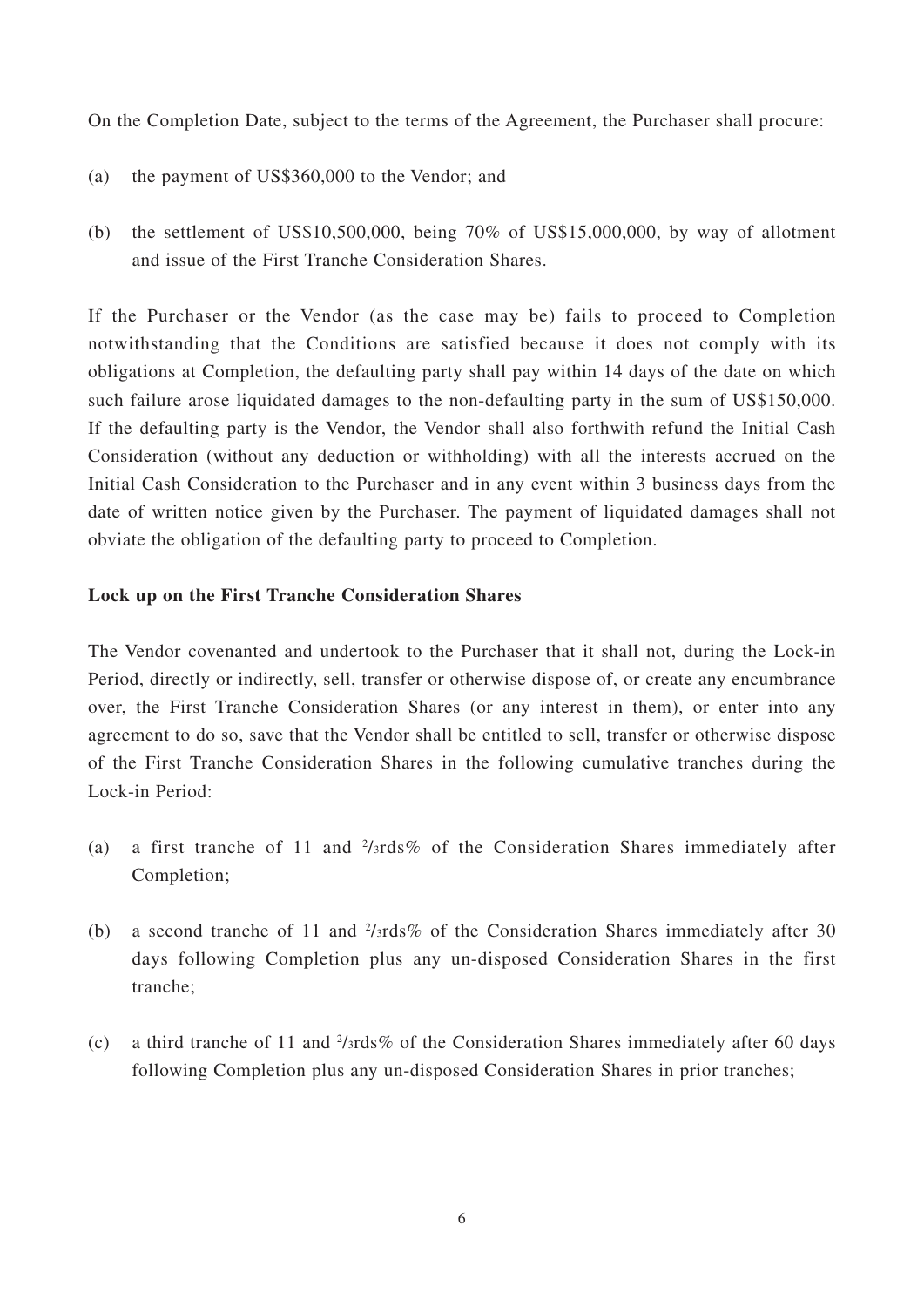On the Completion Date, subject to the terms of the Agreement, the Purchaser shall procure:

(a) the payment of US$360,000 to the Vendor; and

(b) the settlement of US$10,500,000, being 70% of US$15,000,000, by way of allotment and issue of the First Tranche Consideration Shares.

If the Purchaser or the Vendor (as the case may be) fails to proceed to Completion notwithstanding that the Conditions are satisfied because it does not comply with its obligations at Completion, the defaulting party shall pay within 14 days of the date on which such failure arose liquidated damages to the non-defaulting party in the sum of US$150,000. If the defaulting party is the Vendor, the Vendor shall also forthwith refund the Initial Cash Consideration (without any deduction or withholding) with all the interests accrued on the Initial Cash Consideration to the Purchaser and in any event within 3 business days from the date of written notice given by the Purchaser. The payment of liquidated damages shall not obviate the obligation of the defaulting party to proceed to Completion.

**Lock up on the First Tranche Consideration Shares**

The Vendor covenanted and undertook to the Purchaser that it shall not, during the Lock-in Period, directly or indirectly, sell, transfer or otherwise dispose of, or create any encumbrance over, the First Tranche Consideration Shares (or any interest in them), or enter into any agreement to do so, save that the Vendor shall be entitled to sell, transfer or otherwise dispose of the First Tranche Consideration Shares in the following cumulative tranches during the Lock-in Period:

(a) a first tranche of 11 and 2/3rds% of the Consideration Shares immediately after Completion;

(b) a second tranche of 11 and 2/3rds% of the Consideration Shares immediately after 30 days following Completion plus any un-disposed Consideration Shares in the first tranche;

(c) a third tranche of 11 and 2/3rds% of the Consideration Shares immediately after 60 days following Completion plus any un-disposed Consideration Shares in prior tranches;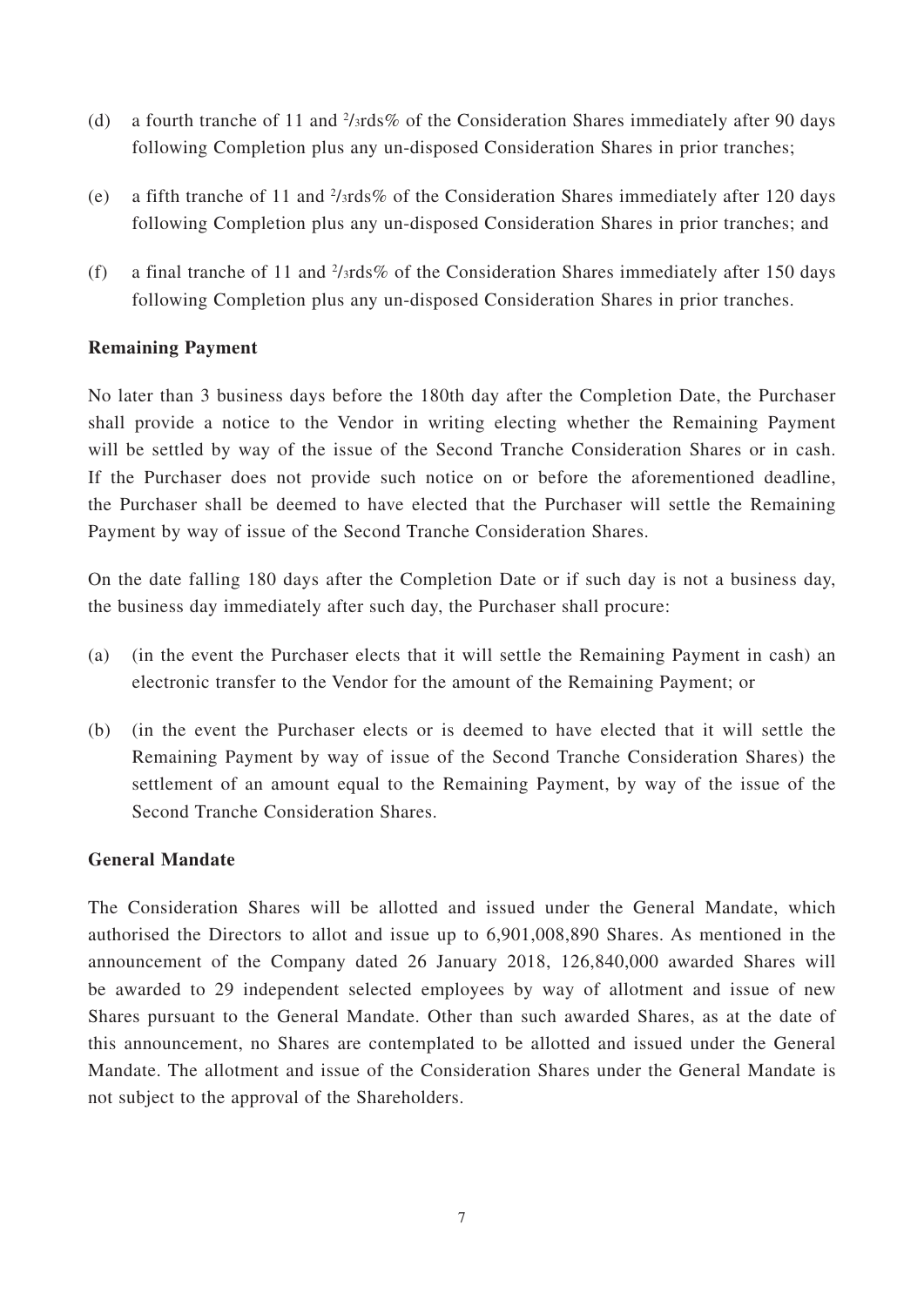(d) a fourth tranche of 11 and 2/3rds% of the Consideration Shares immediately after 90 days following Completion plus any un-disposed Consideration Shares in prior tranches;

(e) a fifth tranche of 11 and 2/3rds% of the Consideration Shares immediately after 120 days following Completion plus any un-disposed Consideration Shares in prior tranches; and

(f) a final tranche of 11 and 2/3rds% of the Consideration Shares immediately after 150 days following Completion plus any un-disposed Consideration Shares in prior tranches.

**Remaining Payment**

No later than 3 business days before the 180th day after the Completion Date, the Purchaser shall provide a notice to the Vendor in writing electing whether the Remaining Payment will be settled by way of the issue of the Second Tranche Consideration Shares or in cash. If the Purchaser does not provide such notice on or before the aforementioned deadline, the Purchaser shall be deemed to have elected that the Purchaser will settle the Remaining Payment by way of issue of the Second Tranche Consideration Shares.

On the date falling 180 days after the Completion Date or if such day is not a business day, the business day immediately after such day, the Purchaser shall procure:

(a) (in the event the Purchaser elects that it will settle the Remaining Payment in cash) an electronic transfer to the Vendor for the amount of the Remaining Payment; or

(b) (in the event the Purchaser elects or is deemed to have elected that it will settle the Remaining Payment by way of issue of the Second Tranche Consideration Shares) the settlement of an amount equal to the Remaining Payment, by way of the issue of the Second Tranche Consideration Shares.

**General Mandate**

The Consideration Shares will be allotted and issued under the General Mandate, which authorised the Directors to allot and issue up to 6,901,008,890 Shares. As mentioned in the announcement of the Company dated 26 January 2018, 126,840,000 awarded Shares will be awarded to 29 independent selected employees by way of allotment and issue of new Shares pursuant to the General Mandate. Other than such awarded Shares, as at the date of this announcement, no Shares are contemplated to be allotted and issued under the General Mandate. The allotment and issue of the Consideration Shares under the General Mandate is not subject to the approval of the Shareholders.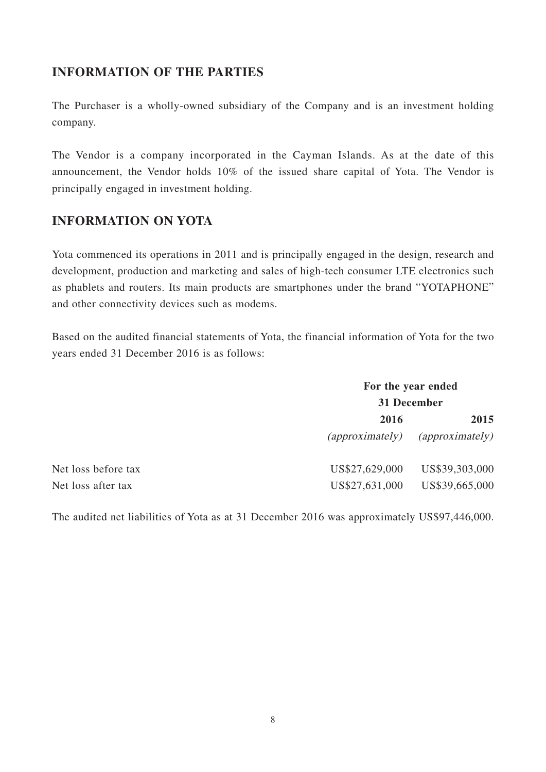## INFORMATION OF THE PARTIES

The Purchaser is a wholly-owned subsidiary of the Company and is an investment holding company.

The Vendor is a company incorporated in the Cayman Islands. As at the date of this announcement, the Vendor holds 10% of the issued share capital of Yota. The Vendor is principally engaged in investment holding.

## INFORMATION ON YOTA

Yota commenced its operations in 2011 and is principally engaged in the design, research and development, production and marketing and sales of high-tech consumer LTE electronics such as phablets and routers. Its main products are smartphones under the brand "YOTAPHONE" and other connectivity devices such as modems.

Based on the audited financial statements of Yota, the financial information of Yota for the two years ended 31 December 2016 is as follows:

| | For the year ended 31 December | |
|---|---|---|
| | **2016** | **2015** |
| | *(approximately)* | *(approximately)* |
| Net loss before tax | US$27,629,000 | US$39,303,000 |
| Net loss after tax | US$27,631,000 | US$39,665,000 |

The audited net liabilities of Yota as at 31 December 2016 was approximately US$97,446,000.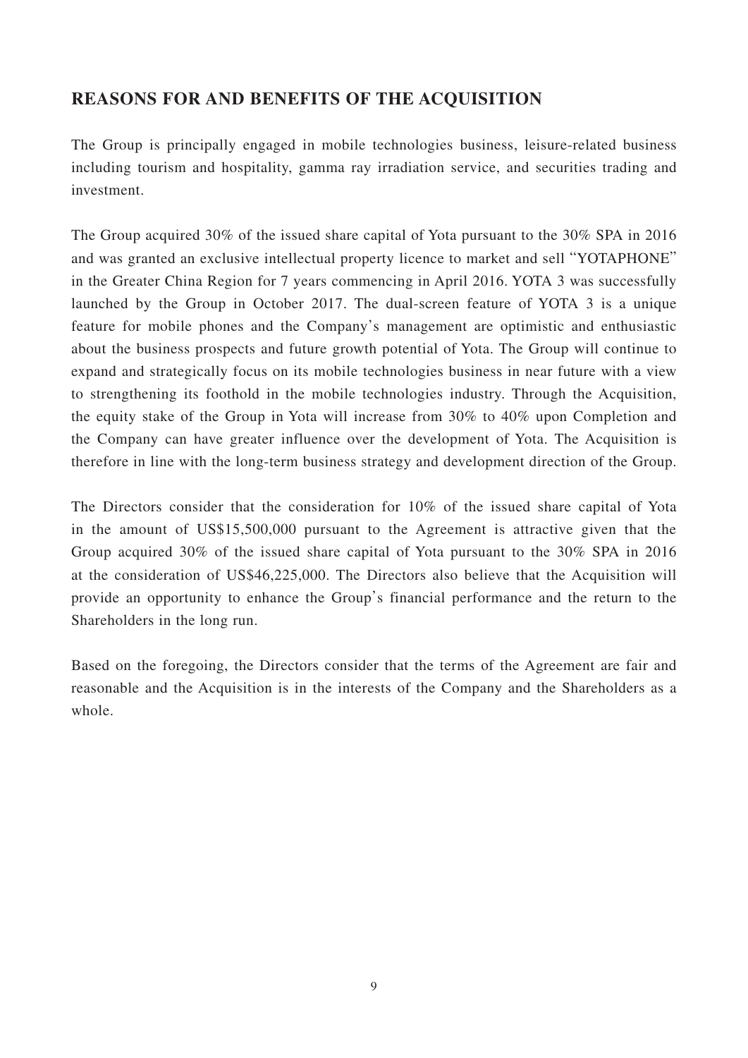## REASONS FOR AND BENEFITS OF THE ACQUISITION

The Group is principally engaged in mobile technologies business, leisure-related business including tourism and hospitality, gamma ray irradiation service, and securities trading and investment.

The Group acquired 30% of the issued share capital of Yota pursuant to the 30% SPA in 2016 and was granted an exclusive intellectual property licence to market and sell "YOTAPHONE" in the Greater China Region for 7 years commencing in April 2016. YOTA 3 was successfully launched by the Group in October 2017. The dual-screen feature of YOTA 3 is a unique feature for mobile phones and the Company's management are optimistic and enthusiastic about the business prospects and future growth potential of Yota. The Group will continue to expand and strategically focus on its mobile technologies business in near future with a view to strengthening its foothold in the mobile technologies industry. Through the Acquisition, the equity stake of the Group in Yota will increase from 30% to 40% upon Completion and the Company can have greater influence over the development of Yota. The Acquisition is therefore in line with the long-term business strategy and development direction of the Group.

The Directors consider that the consideration for 10% of the issued share capital of Yota in the amount of US$15,500,000 pursuant to the Agreement is attractive given that the Group acquired 30% of the issued share capital of Yota pursuant to the 30% SPA in 2016 at the consideration of US$46,225,000. The Directors also believe that the Acquisition will provide an opportunity to enhance the Group's financial performance and the return to the Shareholders in the long run.

Based on the foregoing, the Directors consider that the terms of the Agreement are fair and reasonable and the Acquisition is in the interests of the Company and the Shareholders as a whole.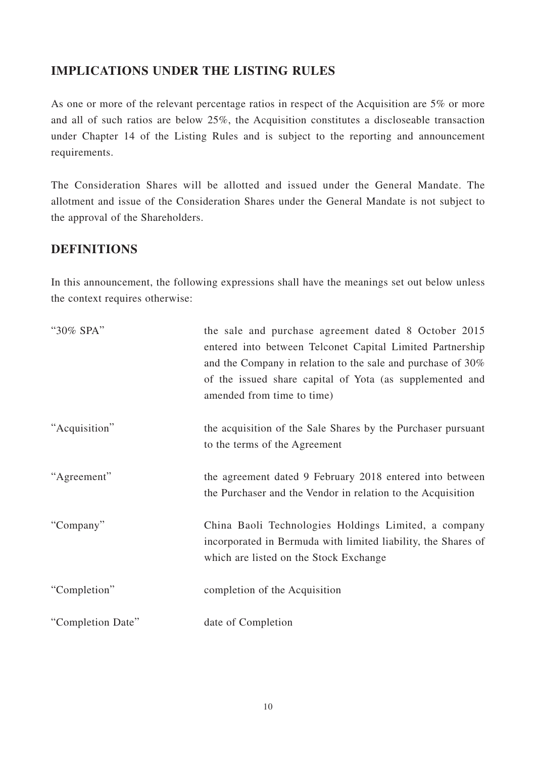## IMPLICATIONS UNDER THE LISTING RULES

As one or more of the relevant percentage ratios in respect of the Acquisition are 5% or more and all of such ratios are below 25%, the Acquisition constitutes a discloseable transaction under Chapter 14 of the Listing Rules and is subject to the reporting and announcement requirements.

The Consideration Shares will be allotted and issued under the General Mandate. The allotment and issue of the Consideration Shares under the General Mandate is not subject to the approval of the Shareholders.

## DEFINITIONS

In this announcement, the following expressions shall have the meanings set out below unless the context requires otherwise:

| | |
|---|---|
| "30% SPA" | the sale and purchase agreement dated 8 October 2015 entered into between Telconet Capital Limited Partnership and the Company in relation to the sale and purchase of 30% of the issued share capital of Yota (as supplemented and amended from time to time) |
| "Acquisition" | the acquisition of the Sale Shares by the Purchaser pursuant to the terms of the Agreement |
| "Agreement" | the agreement dated 9 February 2018 entered into between the Purchaser and the Vendor in relation to the Acquisition |
| "Company" | China Baoli Technologies Holdings Limited, a company incorporated in Bermuda with limited liability, the Shares of which are listed on the Stock Exchange |
| "Completion" | completion of the Acquisition |
| "Completion Date" | date of Completion |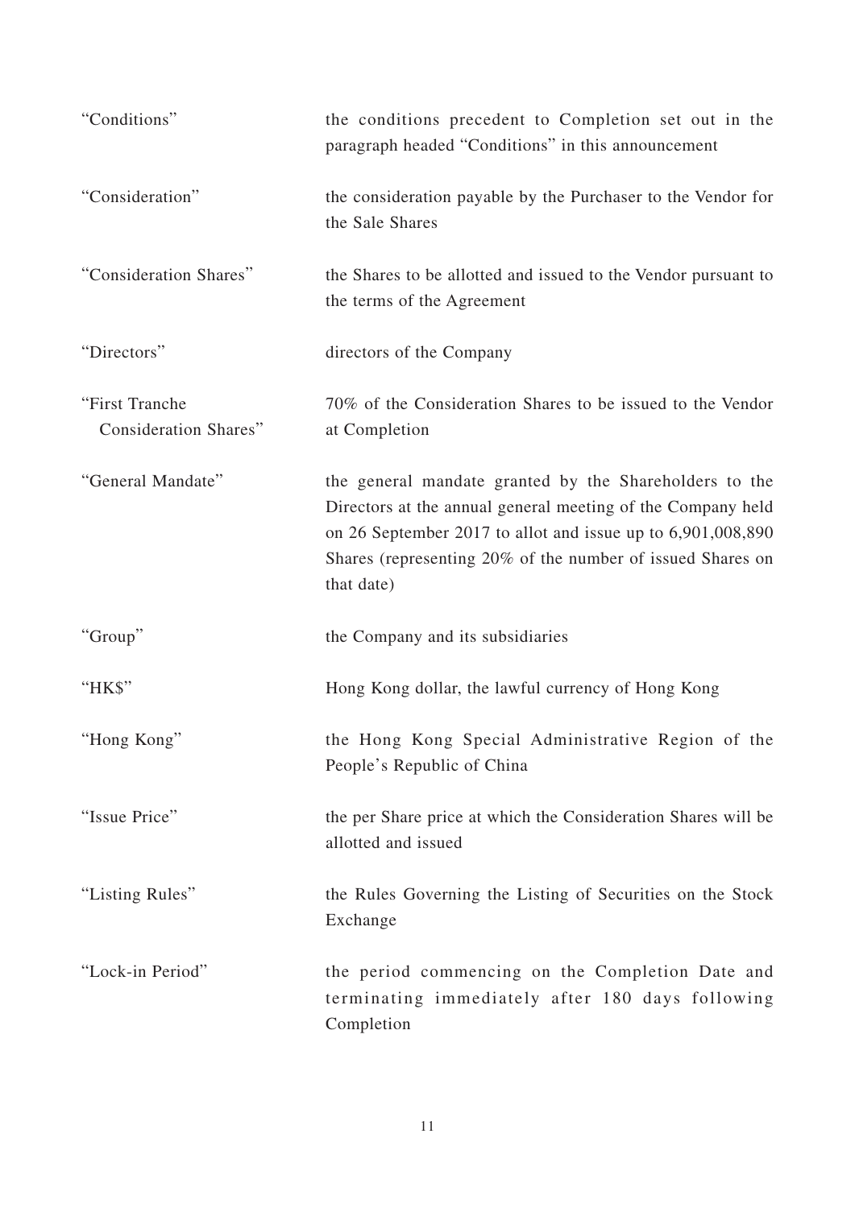| | |
|---|---|
| "Conditions" | the conditions precedent to Completion set out in the paragraph headed "Conditions" in this announcement |
| "Consideration" | the consideration payable by the Purchaser to the Vendor for the Sale Shares |
| "Consideration Shares" | the Shares to be allotted and issued to the Vendor pursuant to the terms of the Agreement |
| "Directors" | directors of the Company |
| "First Tranche Consideration Shares" | 70% of the Consideration Shares to be issued to the Vendor at Completion |
| "General Mandate" | the general mandate granted by the Shareholders to the Directors at the annual general meeting of the Company held on 26 September 2017 to allot and issue up to 6,901,008,890 Shares (representing 20% of the number of issued Shares on that date) |
| "Group" | the Company and its subsidiaries |
| "HK$" | Hong Kong dollar, the lawful currency of Hong Kong |
| "Hong Kong" | the Hong Kong Special Administrative Region of the People's Republic of China |
| "Issue Price" | the per Share price at which the Consideration Shares will be allotted and issued |
| "Listing Rules" | the Rules Governing the Listing of Securities on the Stock Exchange |
| "Lock-in Period" | the period commencing on the Completion Date and terminating immediately after 180 days following Completion |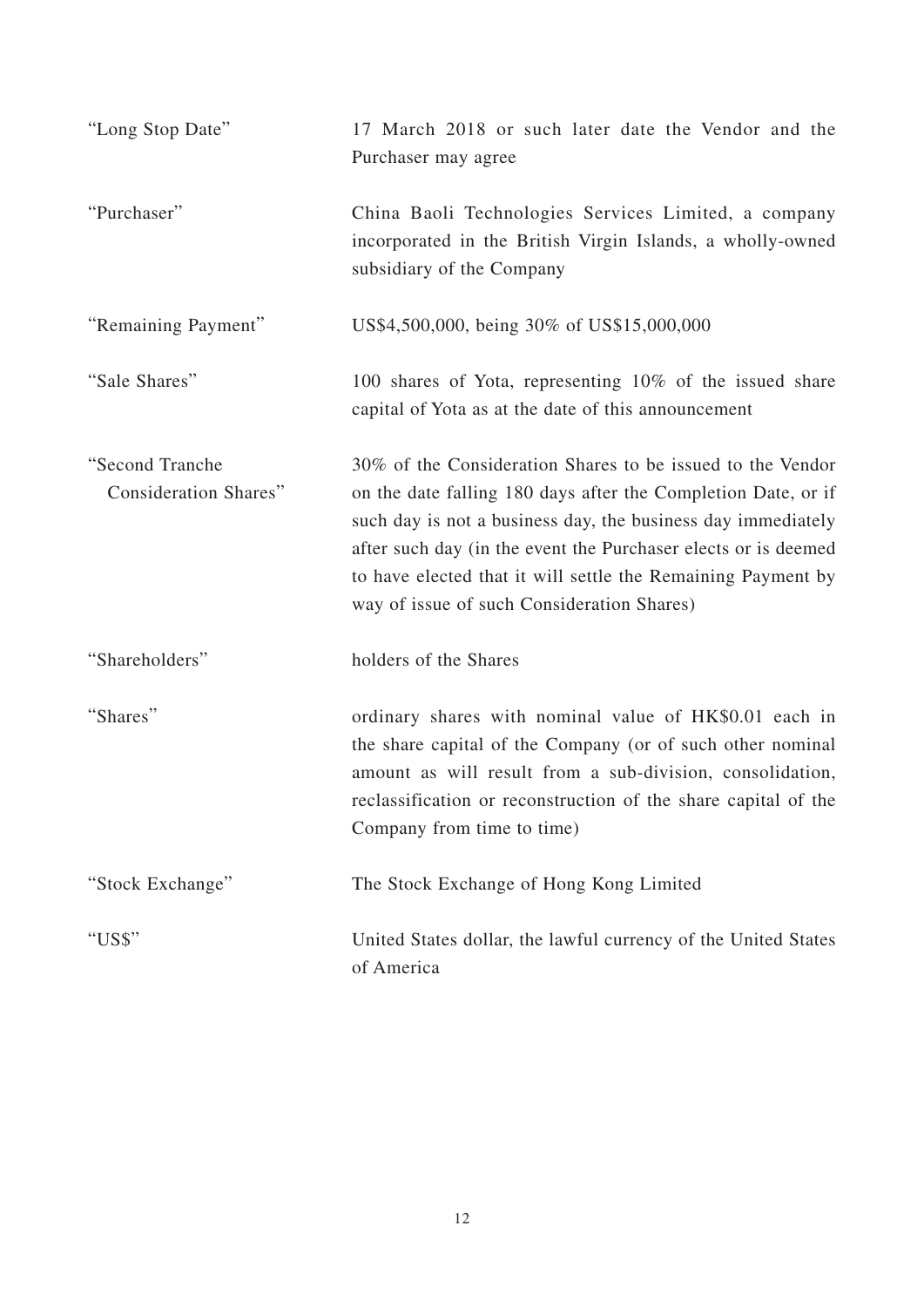| | |
|---|---|
| "Long Stop Date" | 17 March 2018 or such later date the Vendor and the Purchaser may agree |
| "Purchaser" | China Baoli Technologies Services Limited, a company incorporated in the British Virgin Islands, a wholly-owned subsidiary of the Company |
| "Remaining Payment" | US$4,500,000, being 30% of US$15,000,000 |
| "Sale Shares" | 100 shares of Yota, representing 10% of the issued share capital of Yota as at the date of this announcement |
| "Second Tranche Consideration Shares" | 30% of the Consideration Shares to be issued to the Vendor on the date falling 180 days after the Completion Date, or if such day is not a business day, the business day immediately after such day (in the event the Purchaser elects or is deemed to have elected that it will settle the Remaining Payment by way of issue of such Consideration Shares) |
| "Shareholders" | holders of the Shares |
| "Shares" | ordinary shares with nominal value of HK$0.01 each in the share capital of the Company (or of such other nominal amount as will result from a sub-division, consolidation, reclassification or reconstruction of the share capital of the Company from time to time) |
| "Stock Exchange" | The Stock Exchange of Hong Kong Limited |
| "US$" | United States dollar, the lawful currency of the United States of America |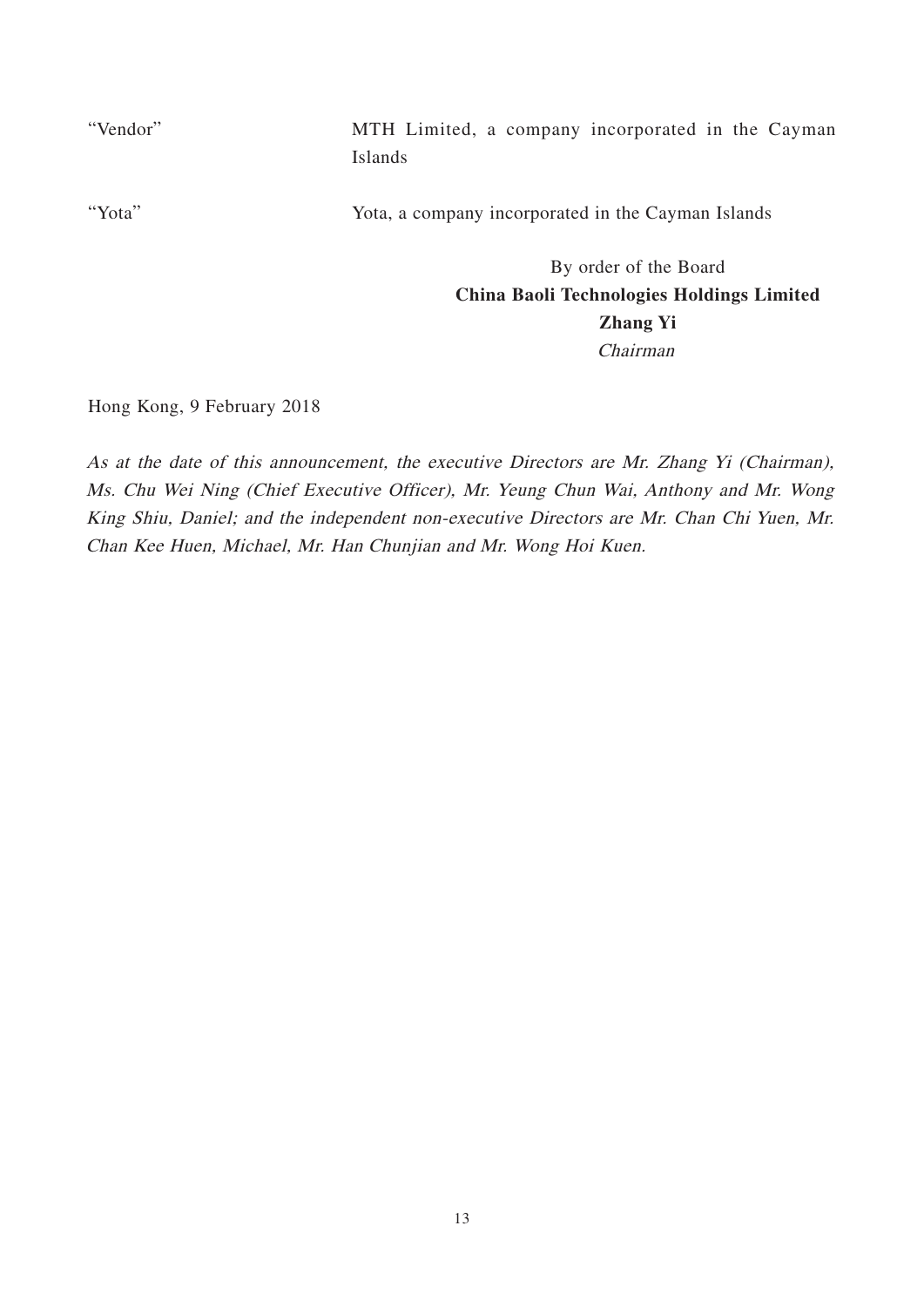| | |
|---|---|
| "Vendor" | MTH Limited, a company incorporated in the Cayman Islands |
| "Yota" | Yota, a company incorporated in the Cayman Islands |

By order of the Board
**China Baoli Technologies Holdings Limited**
**Zhang Yi**
*Chairman*

Hong Kong, 9 February 2018

*As at the date of this announcement, the executive Directors are Mr. Zhang Yi (Chairman), Ms. Chu Wei Ning (Chief Executive Officer), Mr. Yeung Chun Wai, Anthony and Mr. Wong King Shiu, Daniel; and the independent non-executive Directors are Mr. Chan Chi Yuen, Mr. Chan Kee Huen, Michael, Mr. Han Chunjian and Mr. Wong Hoi Kuen.*